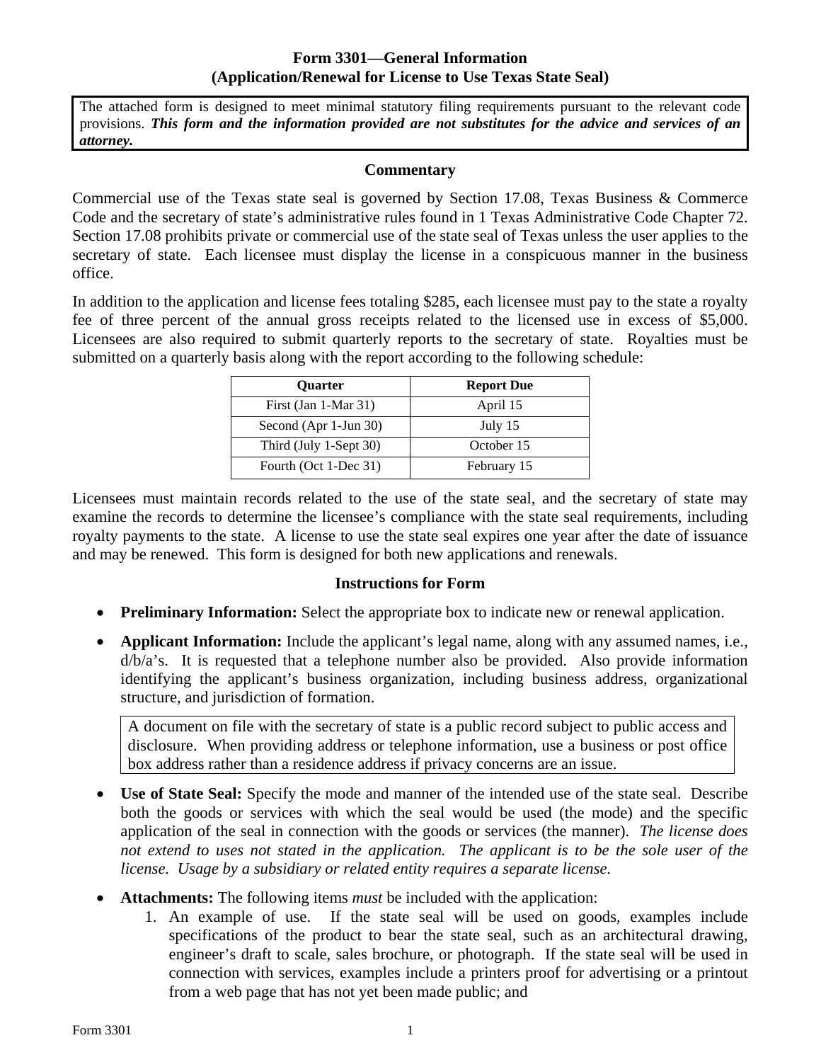# Form 3301—General Information
## (Application/Renewal for License to Use Texas State Seal)

The attached form is designed to meet minimal statutory filing requirements pursuant to the relevant code provisions. ***This form and the information provided are not substitutes for the advice and services of an attorney.***

### Commentary

Commercial use of the Texas state seal is governed by Section 17.08, Texas Business & Commerce Code and the secretary of state's administrative rules found in 1 Texas Administrative Code Chapter 72. Section 17.08 prohibits private or commercial use of the state seal of Texas unless the user applies to the secretary of state. Each licensee must display the license in a conspicuous manner in the business office.

In addition to the application and license fees totaling $285, each licensee must pay to the state a royalty fee of three percent of the annual gross receipts related to the licensed use in excess of $5,000. Licensees are also required to submit quarterly reports to the secretary of state. Royalties must be submitted on a quarterly basis along with the report according to the following schedule:

| Quarter | Report Due |
| --- | --- |
| First (Jan 1-Mar 31) | April 15 |
| Second (Apr 1-Jun 30) | July 15 |
| Third (July 1-Sept 30) | October 15 |
| Fourth (Oct 1-Dec 31) | February 15 |

Licensees must maintain records related to the use of the state seal, and the secretary of state may examine the records to determine the licensee's compliance with the state seal requirements, including royalty payments to the state. A license to use the state seal expires one year after the date of issuance and may be renewed. This form is designed for both new applications and renewals.

### Instructions for Form

- **Preliminary Information:** Select the appropriate box to indicate new or renewal application.
- **Applicant Information:** Include the applicant's legal name, along with any assumed names, i.e., d/b/a's. It is requested that a telephone number also be provided. Also provide information identifying the applicant's business organization, including business address, organizational structure, and jurisdiction of formation.

  A document on file with the secretary of state is a public record subject to public access and disclosure. When providing address or telephone information, use a business or post office box address rather than a residence address if privacy concerns are an issue.

- **Use of State Seal:** Specify the mode and manner of the intended use of the state seal. Describe both the goods or services with which the seal would be used (the mode) and the specific application of the seal in connection with the goods or services (the manner). *The license does not extend to uses not stated in the application. The applicant is to be the sole user of the license. Usage by a subsidiary or related entity requires a separate license.*
- **Attachments:** The following items *must* be included with the application:
  1. An example of use. If the state seal will be used on goods, examples include specifications of the product to bear the state seal, such as an architectural drawing, engineer's draft to scale, sales brochure, or photograph. If the state seal will be used in connection with services, examples include a printers proof for advertising or a printout from a web page that has not yet been made public; and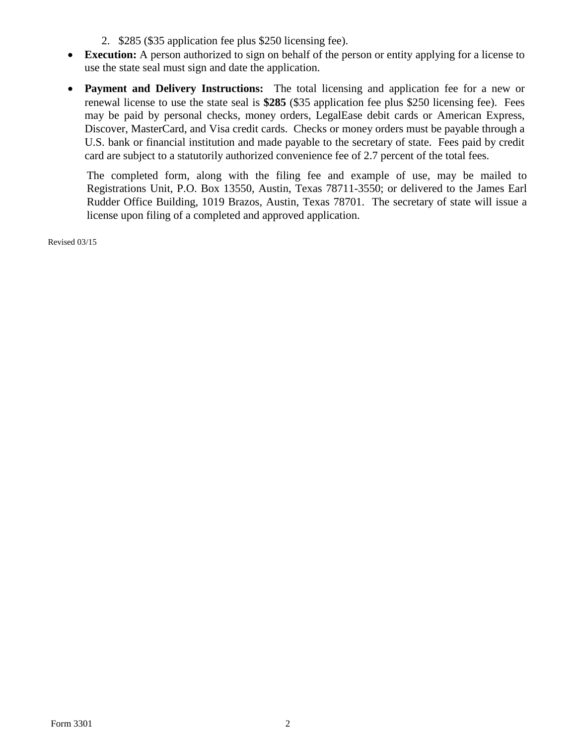2. $285 ($35 application fee plus $250 licensing fee).

- **Execution:** A person authorized to sign on behalf of the person or entity applying for a license to use the state seal must sign and date the application.
- **Payment and Delivery Instructions:** The total licensing and application fee for a new or renewal license to use the state seal is **$285** ($35 application fee plus $250 licensing fee). Fees may be paid by personal checks, money orders, LegalEase debit cards or American Express, Discover, MasterCard, and Visa credit cards. Checks or money orders must be payable through a U.S. bank or financial institution and made payable to the secretary of state. Fees paid by credit card are subject to a statutorily authorized convenience fee of 2.7 percent of the total fees.

  The completed form, along with the filing fee and example of use, may be mailed to Registrations Unit, P.O. Box 13550, Austin, Texas 78711-3550; or delivered to the James Earl Rudder Office Building, 1019 Brazos, Austin, Texas 78701. The secretary of state will issue a license upon filing of a completed and approved application.

Revised 03/15

Form 3301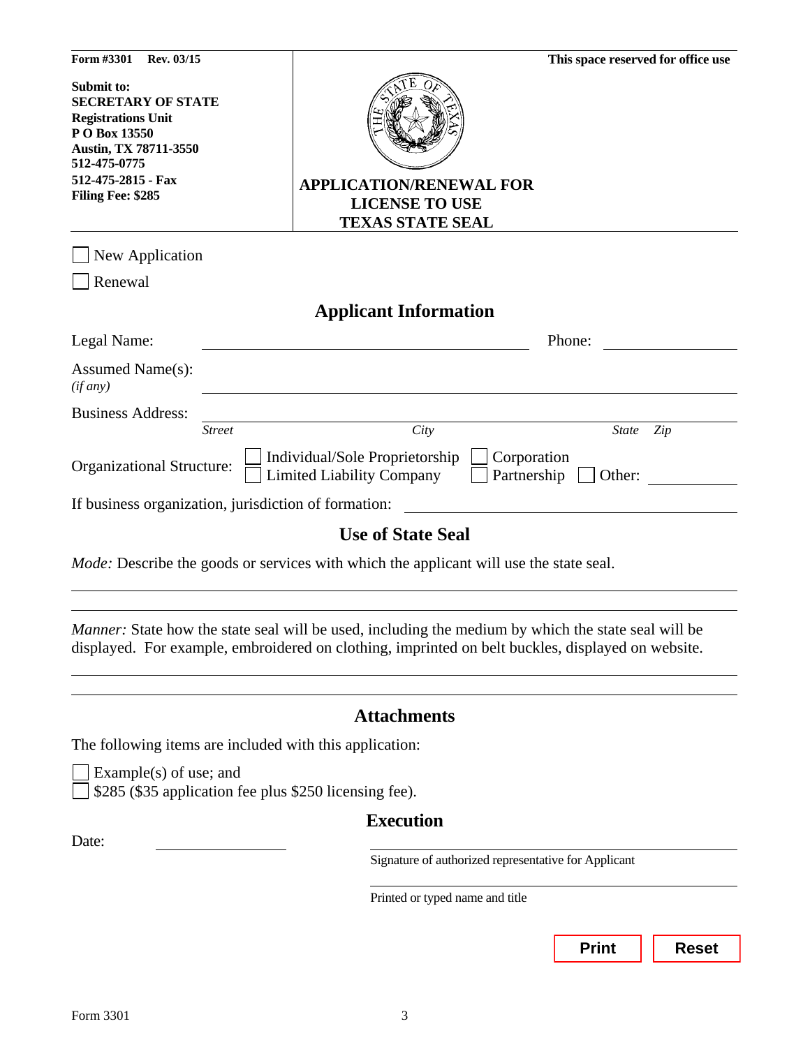**Form #3301 Rev. 03/15**

**Submit to:**
**SECRETARY OF STATE**
**Registrations Unit**
**P O Box 13550**
**Austin, TX 78711-3550**
**512-475-0775**
**512-475-2815 - Fax**
**Filing Fee: $285**

**This space reserved for office use**

# APPLICATION/RENEWAL FOR LICENSE TO USE TEXAS STATE SEAL

☐ New Application

☐ Renewal

## Applicant Information

Legal Name: ______________________________ Phone: ______________

Assumed Name(s): *(if any)* ______________________________

Business Address: ______________________________
*Street* *City* *State* *Zip*

Organizational Structure: ☐ Individual/Sole Proprietorship ☐ Corporation ☐ Limited Liability Company ☐ Partnership ☐ Other: __________

If business organization, jurisdiction of formation: ______________________________

## Use of State Seal

*Mode:* Describe the goods or services with which the applicant will use the state seal.

______________________________

______________________________

*Manner:* State how the state seal will be used, including the medium by which the state seal will be displayed. For example, embroidered on clothing, imprinted on belt buckles, displayed on website.

______________________________

______________________________

## Attachments

The following items are included with this application:

☐ Example(s) of use; and

☐ $285 ($35 application fee plus $250 licensing fee).

## Execution

Date: ______________

______________________________
Signature of authorized representative for Applicant

______________________________
Printed or typed name and title

Print Reset